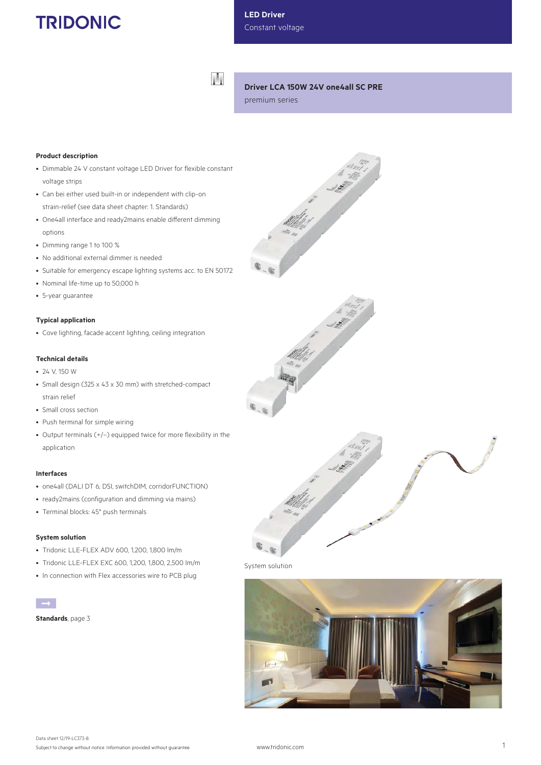TRIDONIC

LED Driver
Constant voltage

# Driver LCA 150W 24V one4all SC PRE

premium series

### Product description

- Dimmable 24 V constant voltage LED Driver for flexible constant voltage strips
- Can bei either used built-in or independent with clip-on strain-relief (see data sheet chapter: 1. Standards)
- One4all interface and ready2mains enable different dimming options
- Dimming range 1 to 100 %
- No additional external dimmer is needed
- Suitable for emergency escape lighting systems acc. to EN 50172
- Nominal life-time up to 50,000 h
- 5-year guarantee

### Typical application

- Cove lighting, facade accent lighting, ceiling integration

### Technical details

- 24 V, 150 W
- Small design (325 x 43 x 30 mm) with stretched-compact strain relief
- Small cross section
- Push terminal for simple wiring
- Output terminals (+/–) equipped twice for more flexibility in the application

### Interfaces

- one4all (DALI DT 6, DSI, switchDIM, corridorFUNCTION)
- ready2mains (configuration and dimming via mains)
- Terminal blocks: 45° push terminals

### System solution

- Tridonic LLE-FLEX ADV 600, 1,200, 1,800 lm/m
- Tridonic LLE-FLEX EXC 600, 1,200, 1,800, 2,500 lm/m
- In connection with Flex accessories wire to PCB plug

**Standards**, page 3

System solution

Data sheet 12/19-LC373-8
Subject to change without notice. Information provided without guarantee.

www.tridonic.com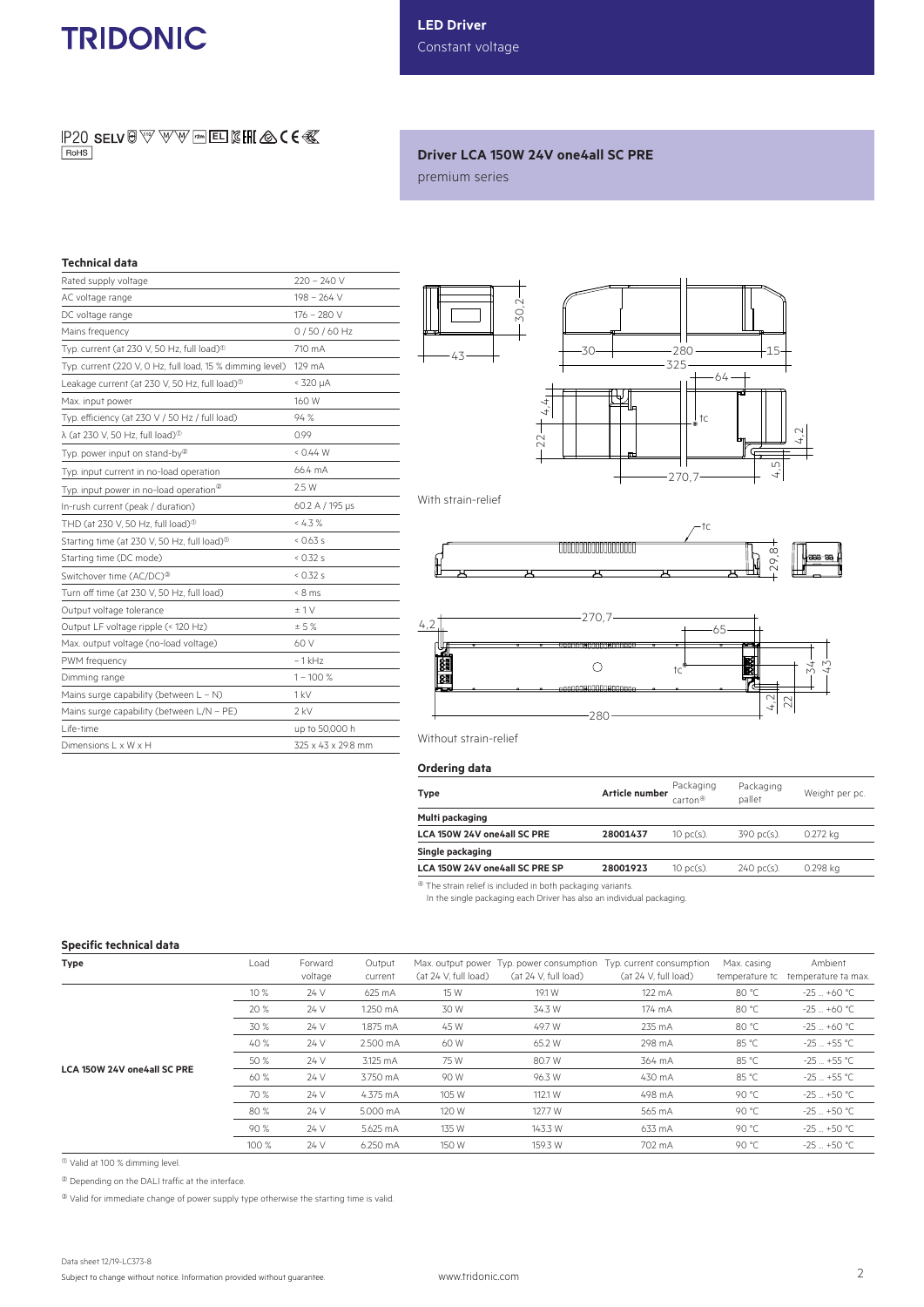TRIDONIC

**LED Driver**
Constant voltage

IP20 SELV RoHS

## Driver LCA 150W 24V one4all SC PRE

premium series

### Technical data

| | |
|---|---|
| Rated supply voltage | 220 – 240 V |
| AC voltage range | 198 – 264 V |
| DC voltage range | 176 – 280 V |
| Mains frequency | 0 / 50 / 60 Hz |
| Typ. current (at 230 V, 50 Hz, full load)① | 710 mA |
| Typ. current (220 V, 0 Hz, full load, 15 % dimming level) | 129 mA |
| Leakage current (at 230 V, 50 Hz, full load)① | < 320 µA |
| Max. input power | 160 W |
| Typ. efficiency (at 230 V / 50 Hz / full load) | 94 % |
| λ (at 230 V, 50 Hz, full load)① | 0.99 |
| Typ. power input on stand-by② | < 0.44 W |
| Typ. input current in no-load operation | 66.4 mA |
| Typ. input power in no-load operation② | 2.5 W |
| In-rush current (peak / duration) | 60.2 A / 195 µs |
| THD (at 230 V, 50 Hz, full load)① | < 4.3 % |
| Starting time (at 230 V, 50 Hz, full load)① | < 0.63 s |
| Starting time (DC mode) | < 0.32 s |
| Switchover time (AC/DC)③ | < 0.32 s |
| Turn off time (at 230 V, 50 Hz, full load) | < 8 ms |
| Output voltage tolerance | ± 1 V |
| Output LF voltage ripple (< 120 Hz) | ± 5 % |
| Max. output voltage (no-load voltage) | 60 V |
| PWM frequency | ~ 1 kHz |
| Dimming range | 1 – 100 % |
| Mains surge capability (between L – N) | 1 kV |
| Mains surge capability (between L/N – PE) | 2 kV |
| Life-time | up to 50,000 h |
| Dimensions L x W x H | 325 x 43 x 29.8 mm |

With strain-relief

Without strain-relief

### Ordering data

| Type | Article number | Packaging carton④ | Packaging pallet | Weight per pc. |
|---|---|---|---|---|
| **Multi packaging** | | | | |
| **LCA 150W 24V one4all SC PRE** | **28001437** | 10 pc(s). | 390 pc(s). | 0.272 kg |
| **Single packaging** | | | | |
| **LCA 150W 24V one4all SC PRE SP** | **28001923** | 10 pc(s). | 240 pc(s). | 0.298 kg |

④ The strain relief is included in both packaging variants.
In the single packaging each Driver has also an individual packaging.

### Specific technical data

| Type | Load | Forward voltage | Output current | Max. output power (at 24 V, full load) | Typ. power consumption (at 24 V, full load) | Typ. current consumption (at 24 V, full load) | Max. casing temperature tc | Ambient temperature ta max. |
|---|---|---|---|---|---|---|---|---|
| LCA 150W 24V one4all SC PRE | 10 % | 24 V | 625 mA | 15 W | 19.1 W | 122 mA | 80 °C | -25 ... +60 °C |
| | 20 % | 24 V | 1.250 mA | 30 W | 34.3 W | 174 mA | 80 °C | -25 ... +60 °C |
| | 30 % | 24 V | 1.875 mA | 45 W | 49.7 W | 235 mA | 80 °C | -25 ... +60 °C |
| | 40 % | 24 V | 2.500 mA | 60 W | 65.2 W | 298 mA | 85 °C | -25 ... +55 °C |
| | 50 % | 24 V | 3.125 mA | 75 W | 80.7 W | 364 mA | 85 °C | -25 ... +55 °C |
| | 60 % | 24 V | 3.750 mA | 90 W | 96.3 W | 430 mA | 85 °C | -25 ... +55 °C |
| | 70 % | 24 V | 4.375 mA | 105 W | 112.1 W | 498 mA | 90 °C | -25 ... +50 °C |
| | 80 % | 24 V | 5.000 mA | 120 W | 127.7 W | 565 mA | 90 °C | -25 ... +50 °C |
| | 90 % | 24 V | 5.625 mA | 135 W | 143.3 W | 633 mA | 90 °C | -25 ... +50 °C |
| | 100 % | 24 V | 6.250 mA | 150 W | 159.3 W | 702 mA | 90 °C | -25 ... +50 °C |

① Valid at 100 % dimming level.

② Depending on the DALI traffic at the interface.

③ Valid for immediate change of power supply type otherwise the starting time is valid.

Data sheet 12/19-LC373-8

Subject to change without notice. Information provided without guarantee.

www.tridonic.com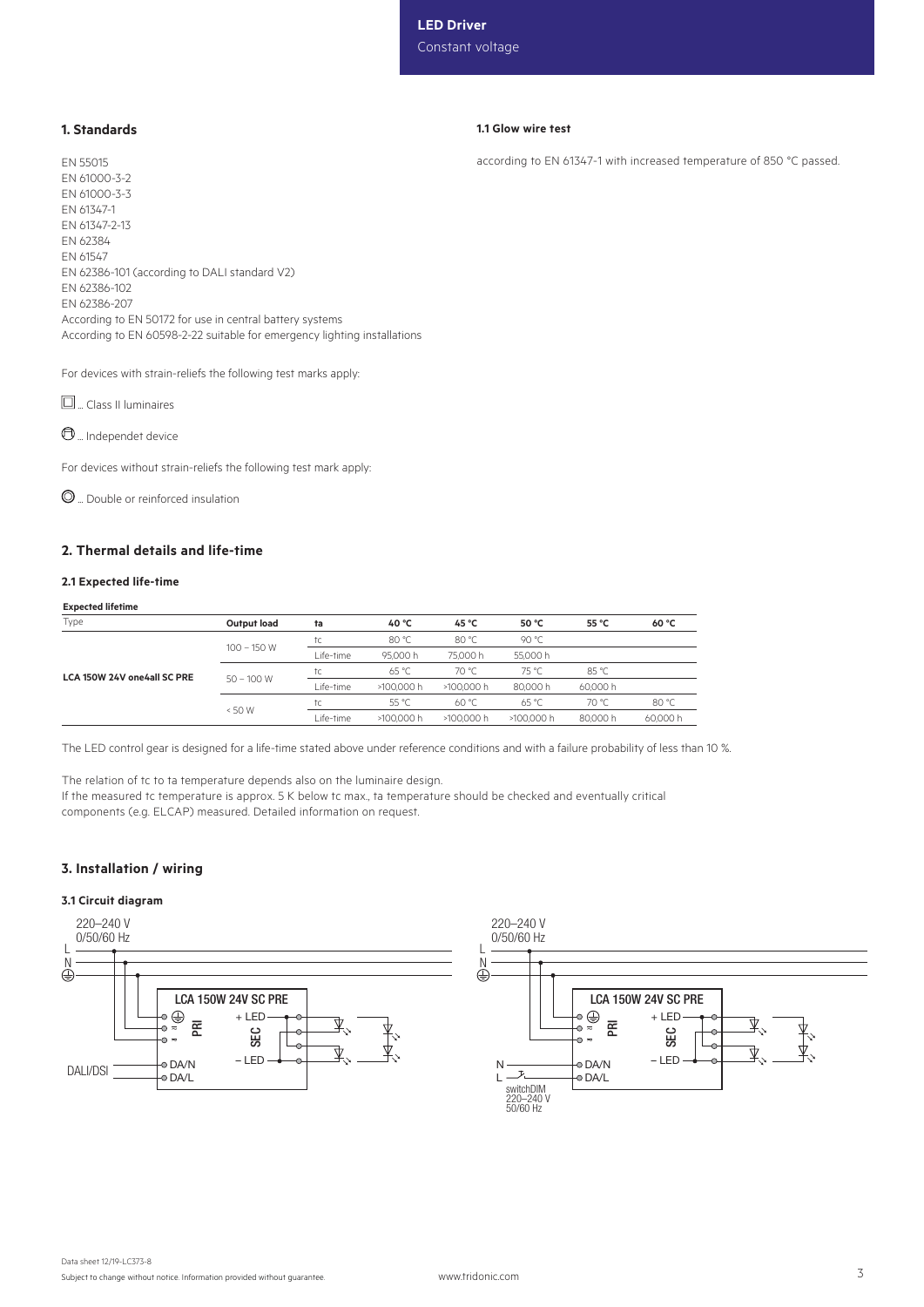## 1. Standards

EN 55015
EN 61000-3-2
EN 61000-3-3
EN 61347-1
EN 61347-2-13
EN 62384
EN 61547
EN 62386-101 (according to DALI standard V2)
EN 62386-102
EN 62386-207
According to EN 50172 for use in central battery systems
According to EN 60598-2-22 suitable for emergency lighting installations

For devices with strain-reliefs the following test marks apply:

… Class II luminaires

… Independet device

For devices without strain-reliefs the following test mark apply:

… Double or reinforced insulation

### 1.1 Glow wire test

according to EN 61347-1 with increased temperature of 850 °C passed.

## 2. Thermal details and life-time

### 2.1 Expected life-time

**Expected lifetime**

| Type | Output load | ta | 40 °C | 45 °C | 50 °C | 55 °C | 60 °C |
|---|---|---|---|---|---|---|---|
| LCA 150W 24V one4all SC PRE | 100 – 150 W | tc | 80 °C | 80 °C | 90 °C | | |
| | | Life-time | 95,000 h | 75,000 h | 55,000 h | | |
| | 50 – 100 W | tc | 65 °C | 70 °C | 75 °C | 85 °C | |
| | | Life-time | >100,000 h | >100,000 h | 80,000 h | 60,000 h | |
| | < 50 W | tc | 55 °C | 60 °C | 65 °C | 70 °C | 80 °C |
| | | Life-time | >100,000 h | >100,000 h | >100,000 h | 80,000 h | 60,000 h |

The LED control gear is designed for a life-time stated above under reference conditions and with a failure probability of less than 10 %.

The relation of tc to ta temperature depends also on the luminaire design.
If the measured tc temperature is approx. 5 K below tc max., ta temperature should be checked and eventually critical components (e.g. ELCAP) measured. Detailed information on request.

## 3. Installation / wiring

### 3.1 Circuit diagram

220–240 V
0/50/60 Hz
L
N
LCA 150W 24V SC PRE
PRI
SEC
+ LED
– LED
DA/N
DA/L
DALI/DSI

220–240 V
0/50/60 Hz
L
N
LCA 150W 24V SC PRE
PRI
SEC
+ LED
– LED
DA/N
DA/L
N
L
switchDIM
220–240 V
50/60 Hz